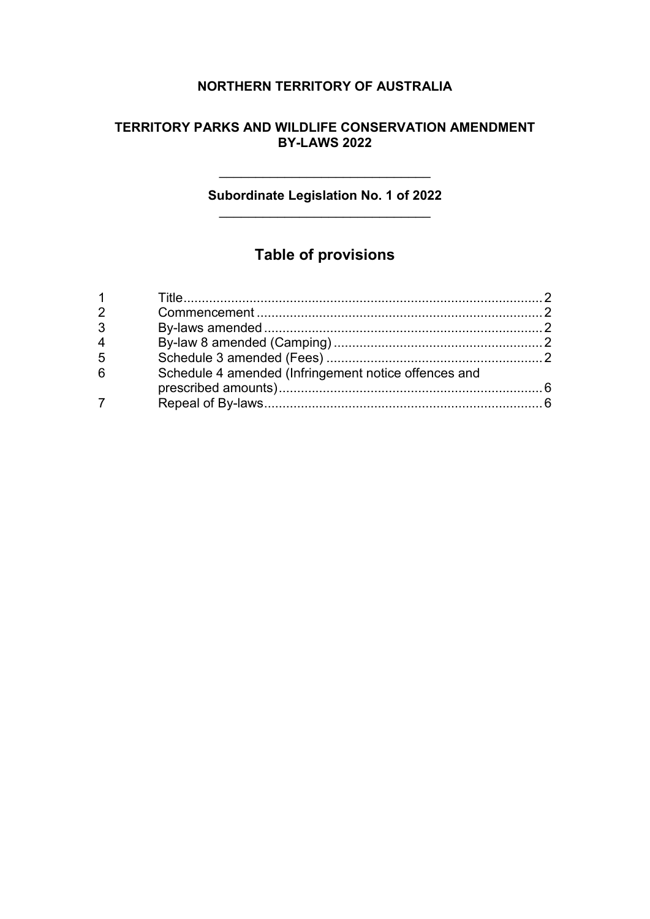**NORTHERN TERRITORY OF AUSTRALIA**

**TERRITORY PARKS AND WILDLIFE CONSERVATION AMENDMENT BY-LAWS 2022**

---

**Subordinate Legislation No. 1 of 2022**

---

# Table of provisions

| | | |
|---|---|---|
| 1 | Title | 2 |
| 2 | Commencement | 2 |
| 3 | By-laws amended | 2 |
| 4 | By-law 8 amended (Camping) | 2 |
| 5 | Schedule 3 amended (Fees) | 2 |
| 6 | Schedule 4 amended (Infringement notice offences and prescribed amounts) | 6 |
| 7 | Repeal of By-laws | 6 |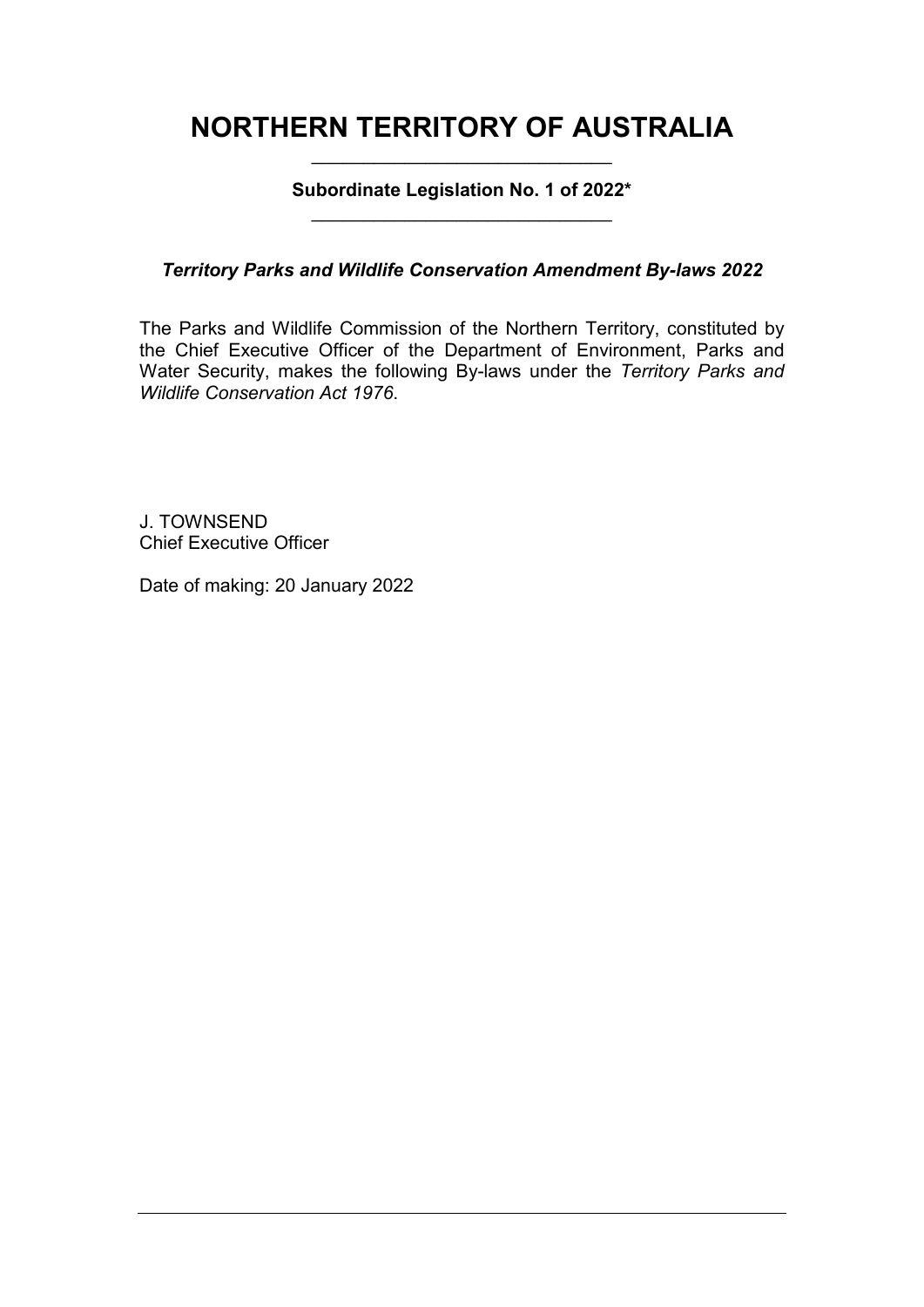# NORTHERN TERRITORY OF AUSTRALIA

**Subordinate Legislation No. 1 of 2022***

***Territory Parks and Wildlife Conservation Amendment By-laws 2022***

The Parks and Wildlife Commission of the Northern Territory, constituted by the Chief Executive Officer of the Department of Environment, Parks and Water Security, makes the following By-laws under the *Territory Parks and Wildlife Conservation Act 1976*.

J. TOWNSEND
Chief Executive Officer

Date of making: 20 January 2022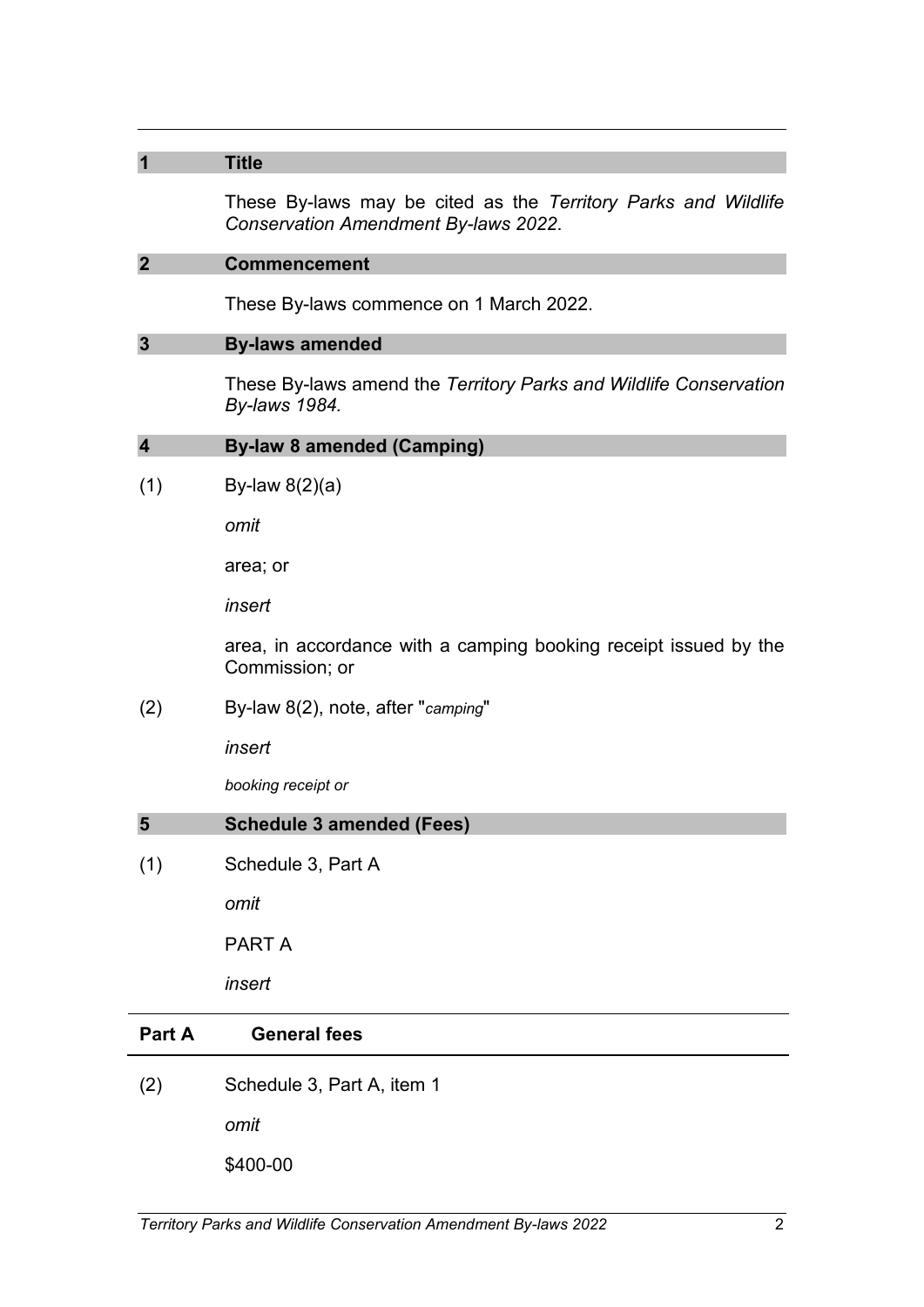## 1 Title

These By-laws may be cited as the *Territory Parks and Wildlife Conservation Amendment By-laws 2022*.

## 2 Commencement

These By-laws commence on 1 March 2022.

## 3 By-laws amended

These By-laws amend the *Territory Parks and Wildlife Conservation By-laws 1984.*

## 4 By-law 8 amended (Camping)

(1) By-law 8(2)(a)

*omit*

area; or

*insert*

area, in accordance with a camping booking receipt issued by the Commission; or

(2) By-law 8(2), note, after "*camping*"

*insert*

*booking receipt or*

## 5 Schedule 3 amended (Fees)

(1) Schedule 3, Part A

*omit*

PART A

*insert*

**Part A General fees**

(2) Schedule 3, Part A, item 1

*omit*

$400-00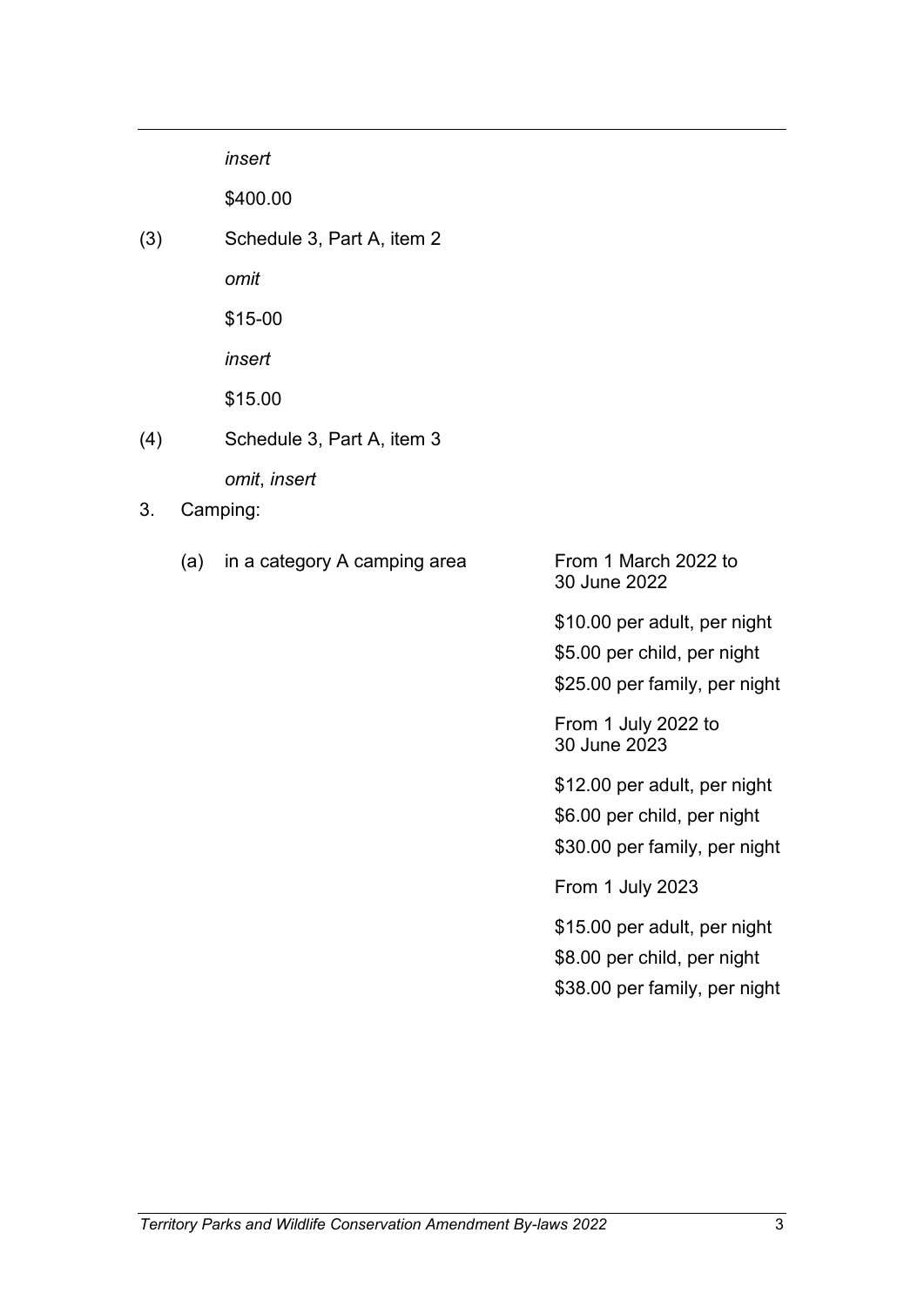*insert*

$400.00

(3) Schedule 3, Part A, item 2

*omit*

$15-00

*insert*

$15.00

(4) Schedule 3, Part A, item 3

*omit*, *insert*

3. Camping:

| | |
|---|---|
| (a) in a category A camping area | From 1 March 2022 to 30 June 2022<br><br>$10.00 per adult, per night<br>$5.00 per child, per night<br>$25.00 per family, per night<br><br>From 1 July 2022 to 30 June 2023<br><br>$12.00 per adult, per night<br>$6.00 per child, per night<br>$30.00 per family, per night<br><br>From 1 July 2023<br><br>$15.00 per adult, per night<br>$8.00 per child, per night<br>$38.00 per family, per night |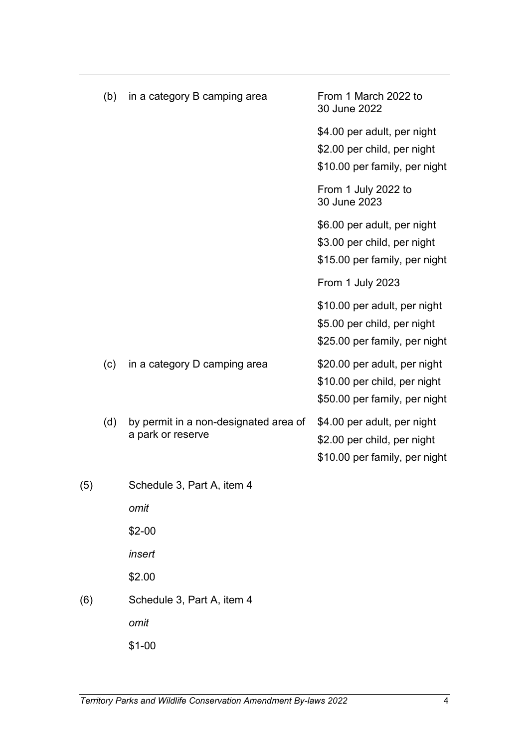(b) in a category B camping area

From 1 March 2022 to 30 June 2022

$4.00 per adult, per night
$2.00 per child, per night
$10.00 per family, per night

From 1 July 2022 to 30 June 2023

$6.00 per adult, per night
$3.00 per child, per night
$15.00 per family, per night

From 1 July 2023

$10.00 per adult, per night
$5.00 per child, per night
$25.00 per family, per night

(c) in a category D camping area

$20.00 per adult, per night
$10.00 per child, per night
$50.00 per family, per night

(d) by permit in a non-designated area of a park or reserve

$4.00 per adult, per night
$2.00 per child, per night
$10.00 per family, per night

(5) Schedule 3, Part A, item 4

*omit*

$2-00

*insert*

$2.00

(6) Schedule 3, Part A, item 4

*omit*

$1-00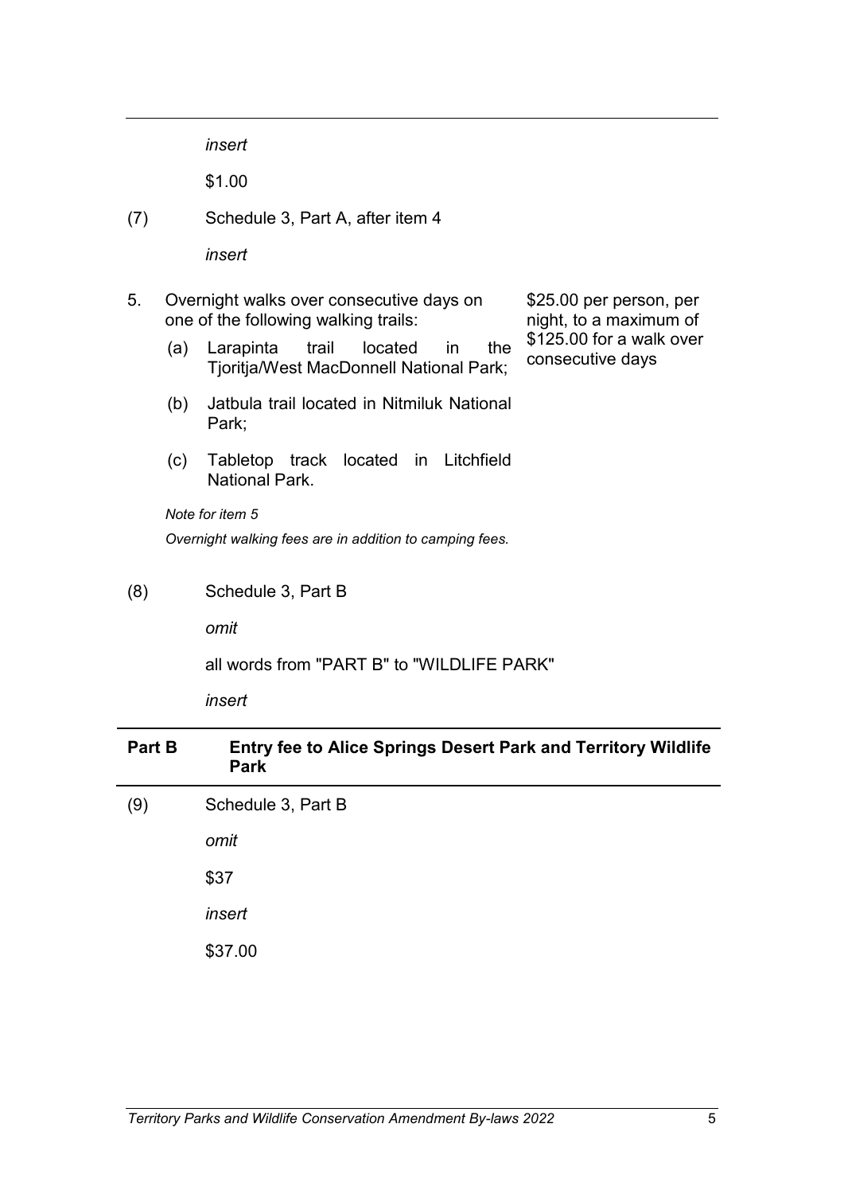*insert*

$1.00

(7) Schedule 3, Part A, after item 4

*insert*

| | |
|---|---|
| 5. Overnight walks over consecutive days on one of the following walking trails:<br>(a) Larapinta trail located in the Tjoritja/West MacDonnell National Park;<br>(b) Jatbula trail located in Nitmiluk National Park;<br>(c) Tabletop track located in Litchfield National Park. | $25.00 per person, per night, to a maximum of $125.00 for a walk over consecutive days |

*Note for item 5*

*Overnight walking fees are in addition to camping fees.*

(8) Schedule 3, Part B

*omit*

all words from "PART B" to "WILDLIFE PARK"

*insert*

**Part B Entry fee to Alice Springs Desert Park and Territory Wildlife Park**

(9) Schedule 3, Part B

*omit*

$37

*insert*

$37.00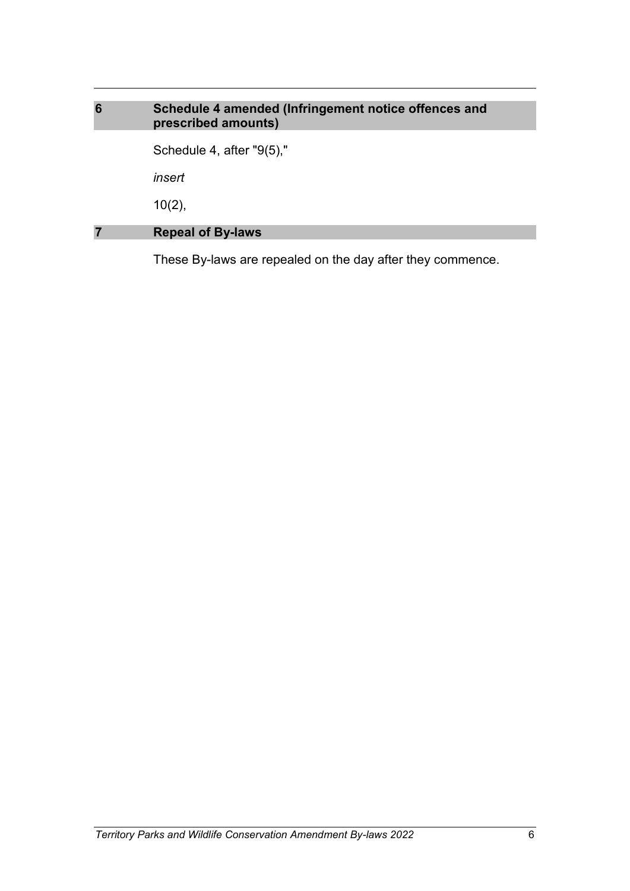## 6 Schedule 4 amended (Infringement notice offences and prescribed amounts)

Schedule 4, after "9(5),"

*insert*

10(2),

## 7 Repeal of By-laws

These By-laws are repealed on the day after they commence.